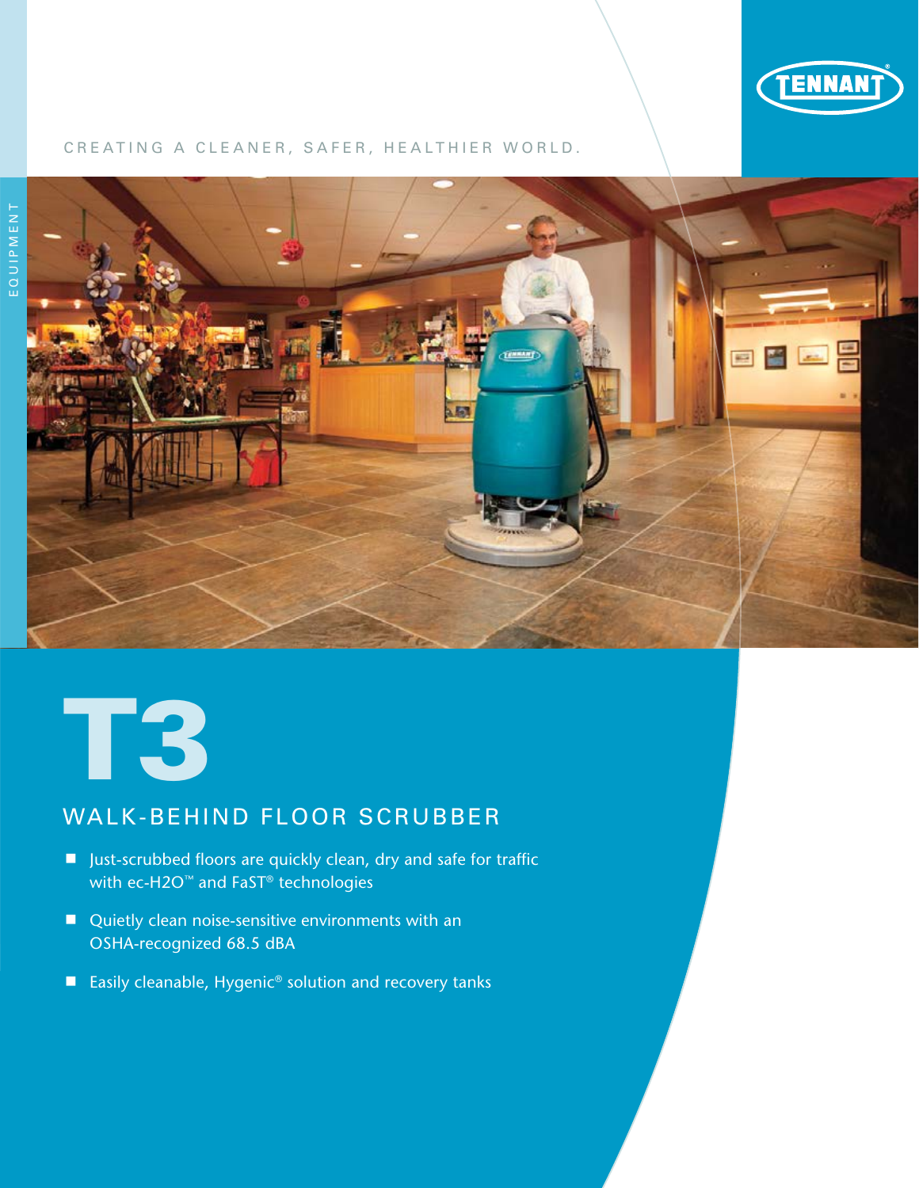TENNANT

CREATING A CLEANER, SAFER, HEALTHIER WORLD.

EQUIPMENT

# T3

## WALK-BEHIND FLOOR SCRUBBER

- Just-scrubbed floors are quickly clean, dry and safe for traffic with ec-H2O™ and FaST® technologies
- Quietly clean noise-sensitive environments with an OSHA-recognized 68.5 dBA
- Easily cleanable, Hygenic® solution and recovery tanks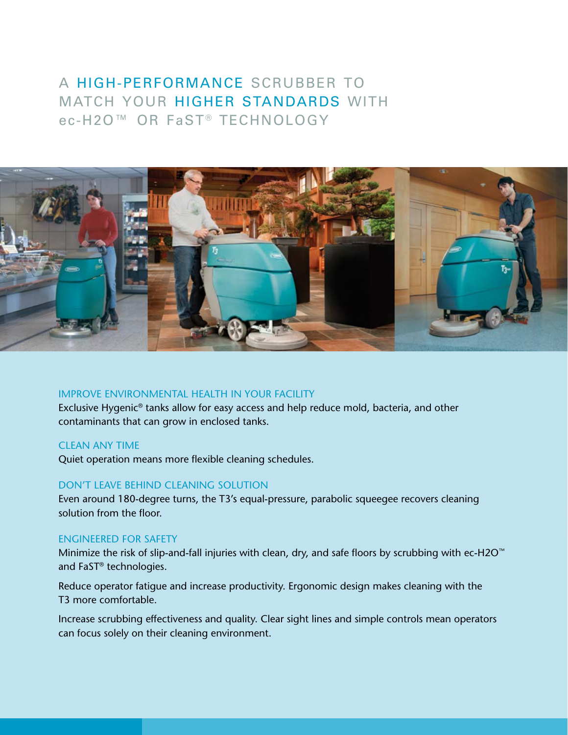# A HIGH-PERFORMANCE SCRUBBER TO MATCH YOUR HIGHER STANDARDS WITH ec-H2O™ OR FaST® TECHNOLOGY

### IMPROVE ENVIRONMENTAL HEALTH IN YOUR FACILITY

Exclusive Hygenic® tanks allow for easy access and help reduce mold, bacteria, and other contaminants that can grow in enclosed tanks.

### CLEAN ANY TIME

Quiet operation means more flexible cleaning schedules.

### DON'T LEAVE BEHIND CLEANING SOLUTION

Even around 180-degree turns, the T3's equal-pressure, parabolic squeegee recovers cleaning solution from the floor.

### ENGINEERED FOR SAFETY

Minimize the risk of slip-and-fall injuries with clean, dry, and safe floors by scrubbing with ec-H2O™ and FaST® technologies.

Reduce operator fatigue and increase productivity. Ergonomic design makes cleaning with the T3 more comfortable.

Increase scrubbing effectiveness and quality. Clear sight lines and simple controls mean operators can focus solely on their cleaning environment.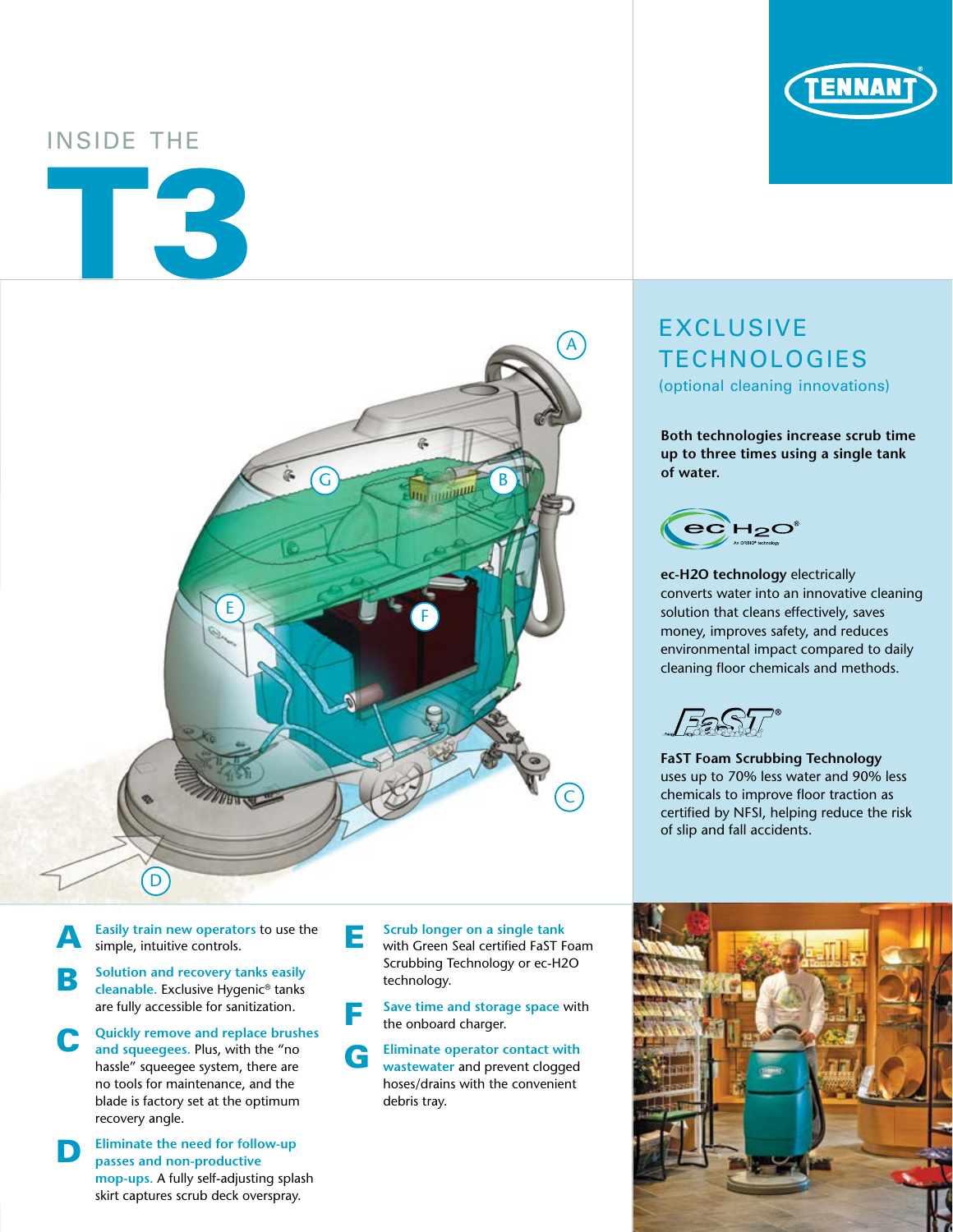# INSIDE THE T3

## EXCLUSIVE TECHNOLOGIES

(optional cleaning innovations)

**Both technologies increase scrub time up to three times using a single tank of water.**

**ec-H2O technology** electrically converts water into an innovative cleaning solution that cleans effectively, saves money, improves safety, and reduces environmental impact compared to daily cleaning floor chemicals and methods.

**FaST Foam Scrubbing Technology** uses up to 70% less water and 90% less chemicals to improve floor traction as certified by NFSI, helping reduce the risk of slip and fall accidents.

**A** **Easily train new operators** to use the simple, intuitive controls.

**B** **Solution and recovery tanks easily cleanable.** Exclusive Hygenic® tanks are fully accessible for sanitization.

**C** **Quickly remove and replace brushes and squeegees.** Plus, with the "no hassle" squeegee system, there are no tools for maintenance, and the blade is factory set at the optimum recovery angle.

**D** **Eliminate the need for follow-up passes and non-productive mop-ups.** A fully self-adjusting splash skirt captures scrub deck overspray.

**E** **Scrub longer on a single tank** with Green Seal certified FaST Foam Scrubbing Technology or ec-H2O technology.

**F** **Save time and storage space** with the onboard charger.

**G** **Eliminate operator contact with wastewater** and prevent clogged hoses/drains with the convenient debris tray.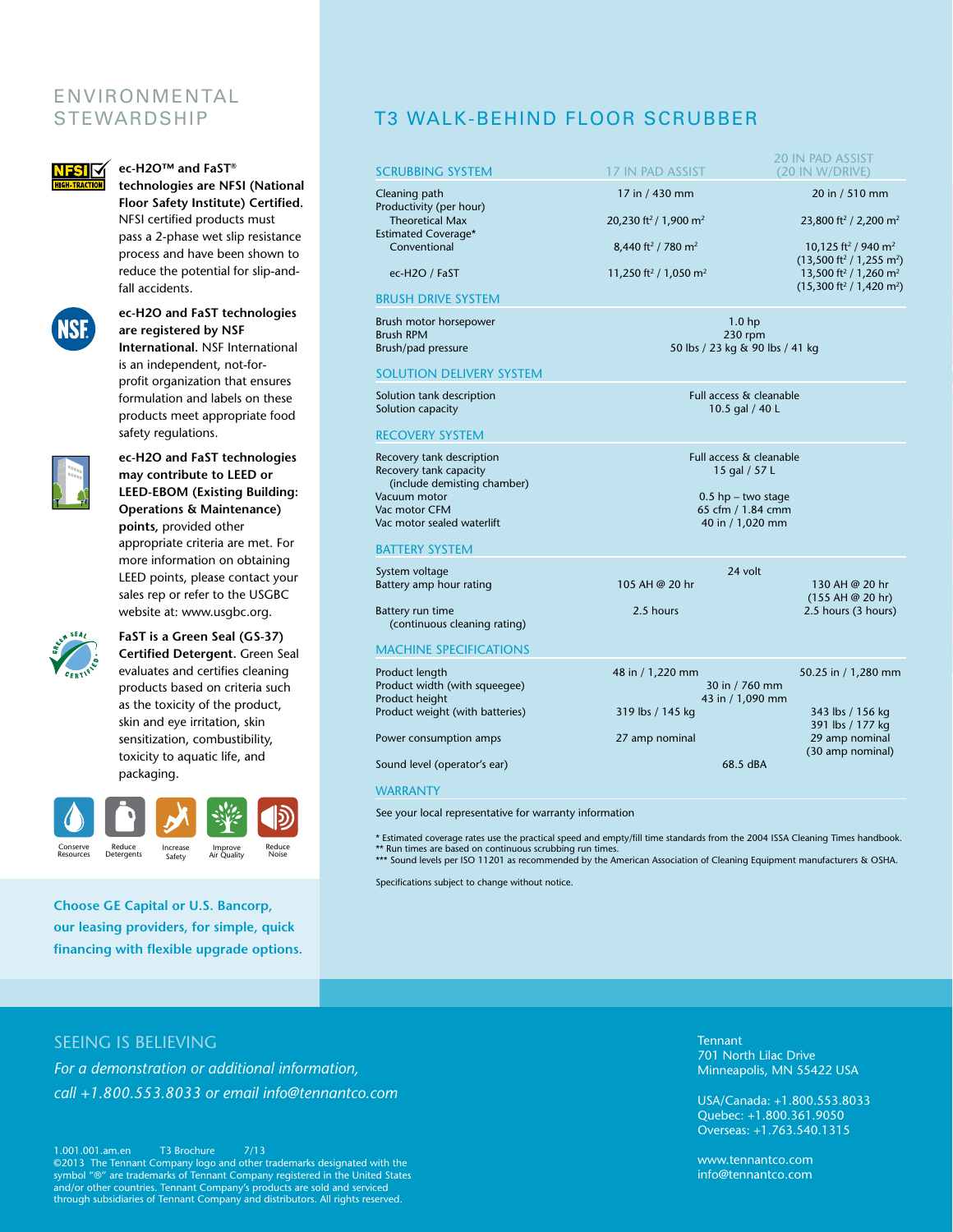## ENVIRONMENTAL STEWARDSHIP

**ec-H2O™ and FaST® technologies are NFSI (National Floor Safety Institute) Certified.** NFSI certified products must pass a 2-phase wet slip resistance process and have been shown to reduce the potential for slip-and-fall accidents.

**ec-H2O and FaST technologies are registered by NSF International.** NSF International is an independent, not-for-profit organization that ensures formulation and labels on these products meet appropriate food safety regulations.

**ec-H2O and FaST technologies may contribute to LEED or LEED-EBOM (Existing Building: Operations & Maintenance) points,** provided other appropriate criteria are met. For more information on obtaining LEED points, please contact your sales rep or refer to the USGBC website at: www.usgbc.org.

**FaST is a Green Seal (GS-37) Certified Detergent.** Green Seal evaluates and certifies cleaning products based on criteria such as the toxicity of the product, skin and eye irritation, skin sensitization, combustibility, toxicity to aquatic life, and packaging.

Conserve Resources | Reduce Detergents | Increase Safety | Improve Air Quality | Reduce Noise

**Choose GE Capital or U.S. Bancorp, our leasing providers, for simple, quick financing with flexible upgrade options.**

## T3 WALK-BEHIND FLOOR SCRUBBER

| SCRUBBING SYSTEM | 17 IN PAD ASSIST | 20 IN PAD ASSIST (20 IN W/DRIVE) |
|---|---|---|
| Cleaning path | 17 in / 430 mm | 20 in / 510 mm |
| Productivity (per hour) | | |
| Theoretical Max | 20,230 ft² / 1,900 m² | 23,800 ft² / 2,200 m² |
| Estimated Coverage* | | |
| Conventional | 8,440 ft² / 780 m² | 10,125 ft² / 940 m² (13,500 ft² / 1,255 m²) |
| ec-H2O / FaST | 11,250 ft² / 1,050 m² | 13,500 ft² / 1,260 m² (15,300 ft² / 1,420 m²) |
| **BRUSH DRIVE SYSTEM** | | |
| Brush motor horsepower | 1.0 hp | |
| Brush RPM | 230 rpm | |
| Brush/pad pressure | 50 lbs / 23 kg & 90 lbs / 41 kg | |
| **SOLUTION DELIVERY SYSTEM** | | |
| Solution tank description | Full access & cleanable | |
| Solution capacity | 10.5 gal / 40 L | |
| **RECOVERY SYSTEM** | | |
| Recovery tank description | Full access & cleanable | |
| Recovery tank capacity (include demisting chamber) | 15 gal / 57 L | |
| Vacuum motor | 0.5 hp – two stage | |
| Vac motor CFM | 65 cfm / 1.84 cmm | |
| Vac motor sealed waterlift | 40 in / 1,020 mm | |
| **BATTERY SYSTEM** | | |
| System voltage | 24 volt | |
| Battery amp hour rating | 105 AH @ 20 hr | 130 AH @ 20 hr (155 AH @ 20 hr) |
| Battery run time (continuous cleaning rating) | 2.5 hours | 2.5 hours (3 hours) |
| **MACHINE SPECIFICATIONS** | | |
| Product length | 48 in / 1,220 mm | 50.25 in / 1,280 mm |
| Product width (with squeegee) | 30 in / 760 mm | |
| Product height | 43 in / 1,090 mm | |
| Product weight (with batteries) | 319 lbs / 145 kg | 343 lbs / 156 kg 391 lbs / 177 kg |
| Power consumption amps | 27 amp nominal | 29 amp nominal (30 amp nominal) |
| Sound level (operator's ear) | 68.5 dBA | |
| **WARRANTY** | | |

See your local representative for warranty information

* Estimated coverage rates use the practical speed and empty/fill time standards from the 2004 ISSA Cleaning Times handbook.
** Run times are based on continuous scrubbing run times.
*** Sound levels per ISO 11201 as recommended by the American Association of Cleaning Equipment manufacturers & OSHA.

Specifications subject to change without notice.

## SEEING IS BELIEVING

*For a demonstration or additional information, call +1.800.553.8033 or email info@tennantco.com*

1.001.001.am.en T3 Brochure 7/13
©2013 The Tennant Company logo and other trademarks designated with the symbol "®" are trademarks of Tennant Company registered in the United States and/or other countries. Tennant Company's products are sold and serviced through subsidiaries of Tennant Company and distributors. All rights reserved.

Tennant
701 North Lilac Drive
Minneapolis, MN 55422 USA

USA/Canada: +1.800.553.8033
Quebec: +1.800.361.9050
Overseas: +1.763.540.1315

www.tennantco.com
info@tennantco.com